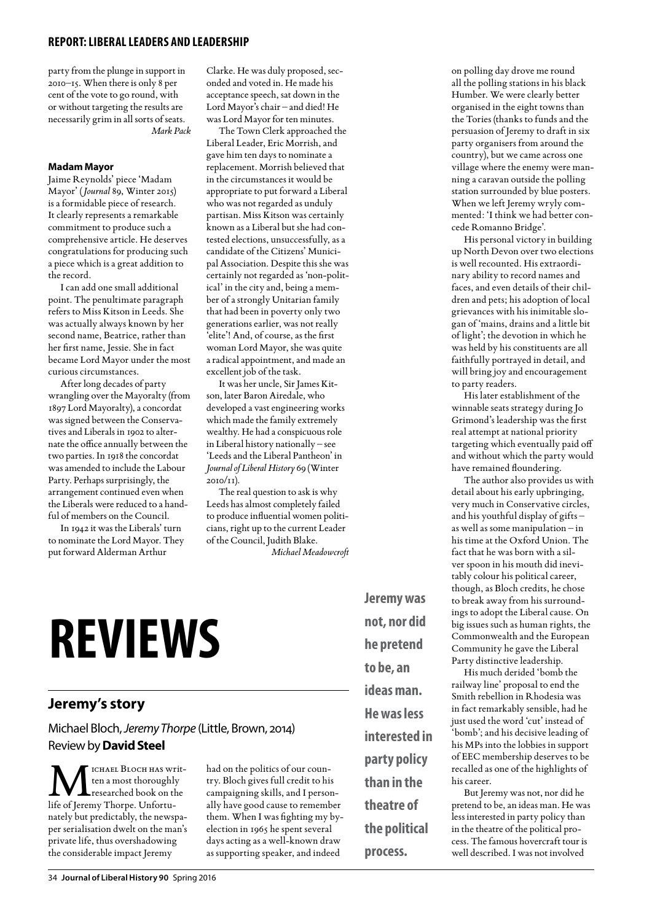party from the plunge in support in 2010–15. When there is only 8 per cent of the vote to go round, with or without targeting the results are necessarily grim in all sorts of seats.

*Mark Pack*

**Madam Mayor**

Jaime Reynolds' piece 'Madam Mayor' (*Journal* 89, Winter 2015) is a formidable piece of research. It clearly represents a remarkable commitment to produce such a comprehensive article. He deserves congratulations for producing such a piece which is a great addition to the record.

I can add one small additional point. The penultimate paragraph refers to Miss Kitson in Leeds. She was actually always known by her second name, Beatrice, rather than her first name, Jessie. She in fact became Lord Mayor under the most curious circumstances.

After long decades of party wrangling over the Mayoralty (from 1897 Lord Mayoralty), a concordat was signed between the Conservatives and Liberals in 1902 to alternate the office annually between the two parties. In 1918 the concordat was amended to include the Labour Party. Perhaps surprisingly, the arrangement continued even when the Liberals were reduced to a handful of members on the Council.

In 1942 it was the Liberals' turn to nominate the Lord Mayor. They put forward Alderman Arthur Clarke. He was duly proposed, seconded and voted in. He made his acceptance speech, sat down in the Lord Mayor's chair – and died! He was Lord Mayor for ten minutes.

The Town Clerk approached the Liberal Leader, Eric Morrish, and gave him ten days to nominate a replacement. Morrish believed that in the circumstances it would be appropriate to put forward a Liberal who was not regarded as unduly partisan. Miss Kitson was certainly known as a Liberal but she had contested elections, unsuccessfully, as a candidate of the Citizens' Municipal Association. Despite this she was certainly not regarded as 'non-political' in the city and, being a member of a strongly Unitarian family that had been in poverty only two generations earlier, was not really 'elite'! And, of course, as the first woman Lord Mayor, she was quite a radical appointment, and made an excellent job of the task.

It was her uncle, Sir James Kitson, later Baron Airedale, who developed a vast engineering works which made the family extremely wealthy. He had a conspicuous role in Liberal history nationally – see 'Leeds and the Liberal Pantheon' in *Journal of Liberal History* 69 (Winter 2010/11).

The real question to ask is why Leeds has almost completely failed to produce influential women politicians, right up to the current Leader of the Council, Judith Blake.

*Michael Meadowcroft*

# REVIEWS

## Jeremy's story

Michael Bloch, *Jeremy Thorpe* (Little, Brown, 2014)
Review by **David Steel**

Michael Bloch has written a most thoroughly researched book on the life of Jeremy Thorpe. Unfortunately but predictably, the newspaper serialisation dwelt on the man's private life, thus overshadowing the considerable impact Jeremy had on the politics of our country. Bloch gives full credit to his campaigning skills, and I personally have good cause to remember them. When I was fighting my by-election in 1965 he spent several days acting as a well-known draw as supporting speaker, and indeed on polling day drove me round all the polling stations in his black Humber. We were clearly better organised in the eight towns than the Tories (thanks to funds and the persuasion of Jeremy to draft in six party organisers from around the country), but we came across one village where the enemy were manning a caravan outside the polling station surrounded by blue posters. When we left Jeremy wryly commented: 'I think we had better concede Romanno Bridge'.

His personal victory in building up North Devon over two elections is well recounted. His extraordinary ability to record names and faces, and even details of their children and pets; his adoption of local grievances with his inimitable slogan of 'mains, drains and a little bit of light'; the devotion in which he was held by his constituents are all faithfully portrayed in detail, and will bring joy and encouragement to party readers.

His later establishment of the winnable seats strategy during Jo Grimond's leadership was the first real attempt at national priority targeting which eventually paid off and without which the party would have remained floundering.

The author also provides us with detail about his early upbringing, very much in Conservative circles, and his youthful display of gifts – as well as some manipulation – in his time at the Oxford Union. The fact that he was born with a silver spoon in his mouth did inevitably colour his political career, though, as Bloch credits, he chose to break away from his surroundings to adopt the Liberal cause. On big issues such as human rights, the Commonwealth and the European Community he gave the Liberal Party distinctive leadership.

His much derided 'bomb the railway line' proposal to end the Smith rebellion in Rhodesia was in fact remarkably sensible, had he just used the word 'cut' instead of 'bomb'; and his decisive leading of his MPs into the lobbies in support of EEC membership deserves to be recalled as one of the highlights of his career.

**Jeremy was not, nor did he pretend to be, an ideas man. He was less interested in party policy than in the theatre of the political process.**

But Jeremy was not, nor did he pretend to be, an ideas man. He was less interested in party policy than in the theatre of the political process. The famous hovercraft tour is well described. I was not involved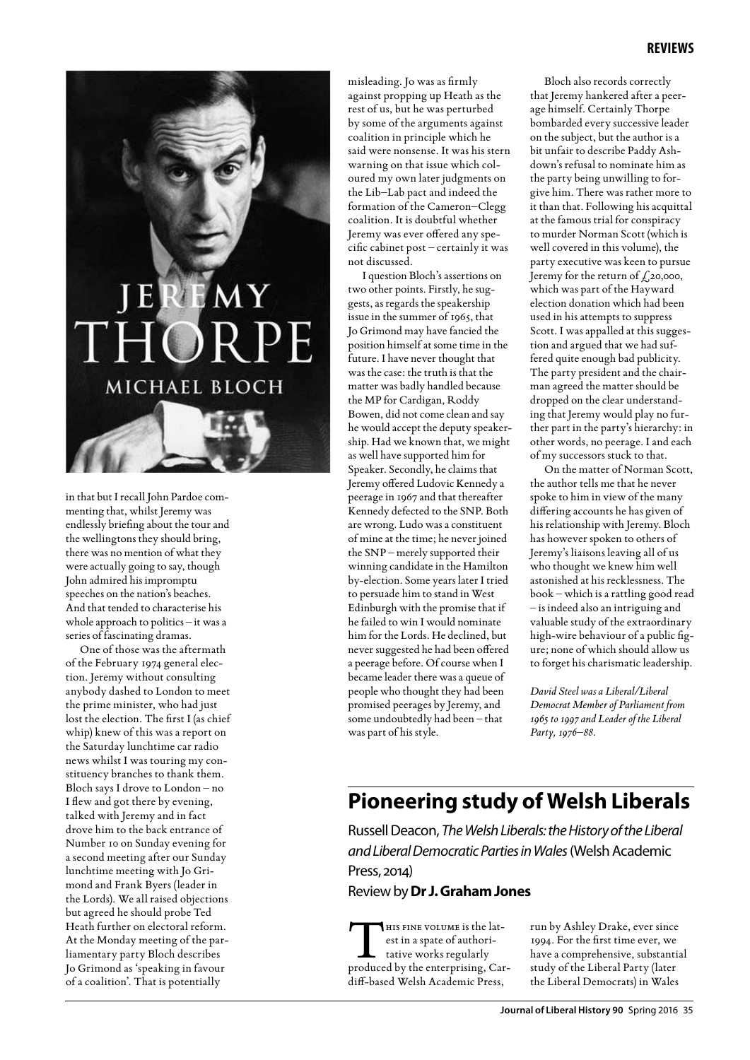in that but I recall John Pardoe commenting that, whilst Jeremy was endlessly briefing about the tour and the wellingtons they should bring, there was no mention of what they were actually going to say, though John admired his impromptu speeches on the nation's beaches. And that tended to characterise his whole approach to politics – it was a series of fascinating dramas.

One of those was the aftermath of the February 1974 general election. Jeremy without consulting anybody dashed to London to meet the prime minister, who had just lost the election. The first I (as chief whip) knew of this was a report on the Saturday lunchtime car radio news whilst I was touring my constituency branches to thank them. Bloch says I drove to London – no I flew and got there by evening, talked with Jeremy and in fact drove him to the back entrance of Number 10 on Sunday evening for a second meeting after our Sunday lunchtime meeting with Jo Grimond and Frank Byers (leader in the Lords). We all raised objections but agreed he should probe Ted Heath further on electoral reform. At the Monday meeting of the parliamentary party Bloch describes Jo Grimond as 'speaking in favour of a coalition'. That is potentially misleading. Jo was as firmly against propping up Heath as the rest of us, but he was perturbed by some of the arguments against coalition in principle which he said were nonsense. It was his stern warning on that issue which coloured my own later judgments on the Lib–Lab pact and indeed the formation of the Cameron–Clegg coalition. It is doubtful whether Jeremy was ever offered any specific cabinet post – certainly it was not discussed.

I question Bloch's assertions on two other points. Firstly, he suggests, as regards the speakership issue in the summer of 1965, that Jo Grimond may have fancied the position himself at some time in the future. I have never thought that was the case: the truth is that the matter was badly handled because the MP for Cardigan, Roddy Bowen, did not come clean and say he would accept the deputy speakership. Had we known that, we might as well have supported him for Speaker. Secondly, he claims that Jeremy offered Ludovic Kennedy a peerage in 1967 and that thereafter Kennedy defected to the SNP. Both are wrong. Ludo was a constituent of mine at the time; he never joined the SNP – merely supported their winning candidate in the Hamilton by-election. Some years later I tried to persuade him to stand in West Edinburgh with the promise that if he failed to win I would nominate him for the Lords. He declined, but never suggested he had been offered a peerage before. Of course when I became leader there was a queue of people who thought they had been promised peerages by Jeremy, and some undoubtedly had been – that was part of his style.

Bloch also records correctly that Jeremy hankered after a peerage himself. Certainly Thorpe bombarded every successive leader on the subject, but the author is a bit unfair to describe Paddy Ashdown's refusal to nominate him as the party being unwilling to forgive him. There was rather more to it than that. Following his acquittal at the famous trial for conspiracy to murder Norman Scott (which is well covered in this volume), the party executive was keen to pursue Jeremy for the return of £20,000, which was part of the Hayward election donation which had been used in his attempts to suppress Scott. I was appalled at this suggestion and argued that we had suffered quite enough bad publicity. The party president and the chairman agreed the matter should be dropped on the clear understanding that Jeremy would play no further part in the party's hierarchy: in other words, no peerage. I and each of my successors stuck to that.

On the matter of Norman Scott, the author tells me that he never spoke to him in view of the many differing accounts he has given of his relationship with Jeremy. Bloch has however spoken to others of Jeremy's liaisons leaving all of us who thought we knew him well astonished at his recklessness. The book – which is a rattling good read – is indeed also an intriguing and valuable study of the extraordinary high-wire behaviour of a public figure; none of which should allow us to forget his charismatic leadership.

*David Steel was a Liberal/Liberal Democrat Member of Parliament from 1965 to 1997 and Leader of the Liberal Party, 1976–88.*

## Pioneering study of Welsh Liberals

Russell Deacon, *The Welsh Liberals: the History of the Liberal and Liberal Democratic Parties in Wales* (Welsh Academic Press, 2014)

Review by **Dr J. Graham Jones**

This fine volume is the latest in a spate of authoritative works regularly produced by the enterprising, Cardiff-based Welsh Academic Press, run by Ashley Drake, ever since 1994. For the first time ever, we have a comprehensive, substantial study of the Liberal Party (later the Liberal Democrats) in Wales